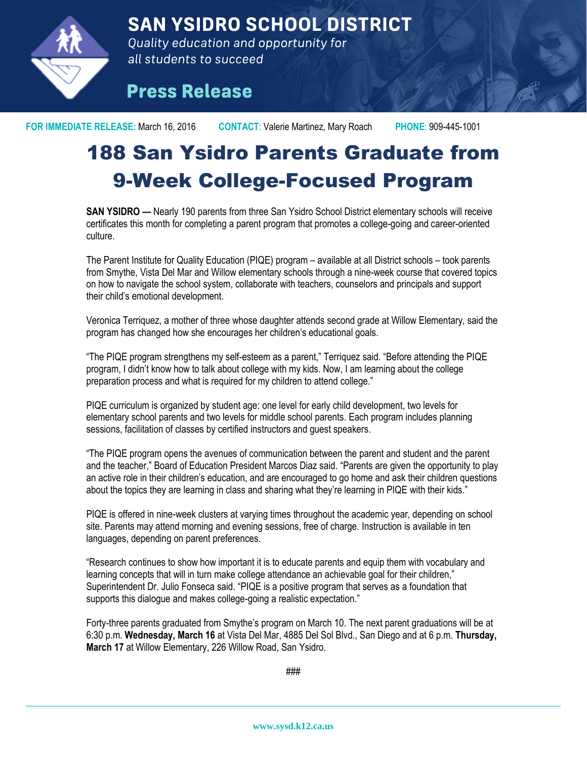# SAN YSIDRO SCHOOL DISTRICT

*Quality education and opportunity for all students to succeed*

## Press Release

**FOR IMMEDIATE RELEASE:** March 16, 2016 **CONTACT**: Valerie Martinez, Mary Roach **PHONE**: 909-445-1001

# 188 San Ysidro Parents Graduate from 9-Week College-Focused Program

**SAN YSIDRO —** Nearly 190 parents from three San Ysidro School District elementary schools will receive certificates this month for completing a parent program that promotes a college-going and career-oriented culture.

The Parent Institute for Quality Education (PIQE) program – available at all District schools – took parents from Smythe, Vista Del Mar and Willow elementary schools through a nine-week course that covered topics on how to navigate the school system, collaborate with teachers, counselors and principals and support their child's emotional development.

Veronica Terriquez, a mother of three whose daughter attends second grade at Willow Elementary, said the program has changed how she encourages her children's educational goals.

"The PIQE program strengthens my self-esteem as a parent," Terriquez said. "Before attending the PIQE program, I didn't know how to talk about college with my kids. Now, I am learning about the college preparation process and what is required for my children to attend college."

PIQE curriculum is organized by student age: one level for early child development, two levels for elementary school parents and two levels for middle school parents. Each program includes planning sessions, facilitation of classes by certified instructors and guest speakers.

"The PIQE program opens the avenues of communication between the parent and student and the parent and the teacher," Board of Education President Marcos Diaz said. "Parents are given the opportunity to play an active role in their children's education, and are encouraged to go home and ask their children questions about the topics they are learning in class and sharing what they're learning in PIQE with their kids."

PIQE is offered in nine-week clusters at varying times throughout the academic year, depending on school site. Parents may attend morning and evening sessions, free of charge. Instruction is available in ten languages, depending on parent preferences.

"Research continues to show how important it is to educate parents and equip them with vocabulary and learning concepts that will in turn make college attendance an achievable goal for their children," Superintendent Dr. Julio Fonseca said. "PIQE is a positive program that serves as a foundation that supports this dialogue and makes college-going a realistic expectation."

Forty-three parents graduated from Smythe's program on March 10. The next parent graduations will be at 6:30 p.m. **Wednesday, March 16** at Vista Del Mar, 4885 Del Sol Blvd., San Diego and at 6 p.m. **Thursday, March 17** at Willow Elementary, 226 Willow Road, San Ysidro.

###

www.sysd.k12.ca.us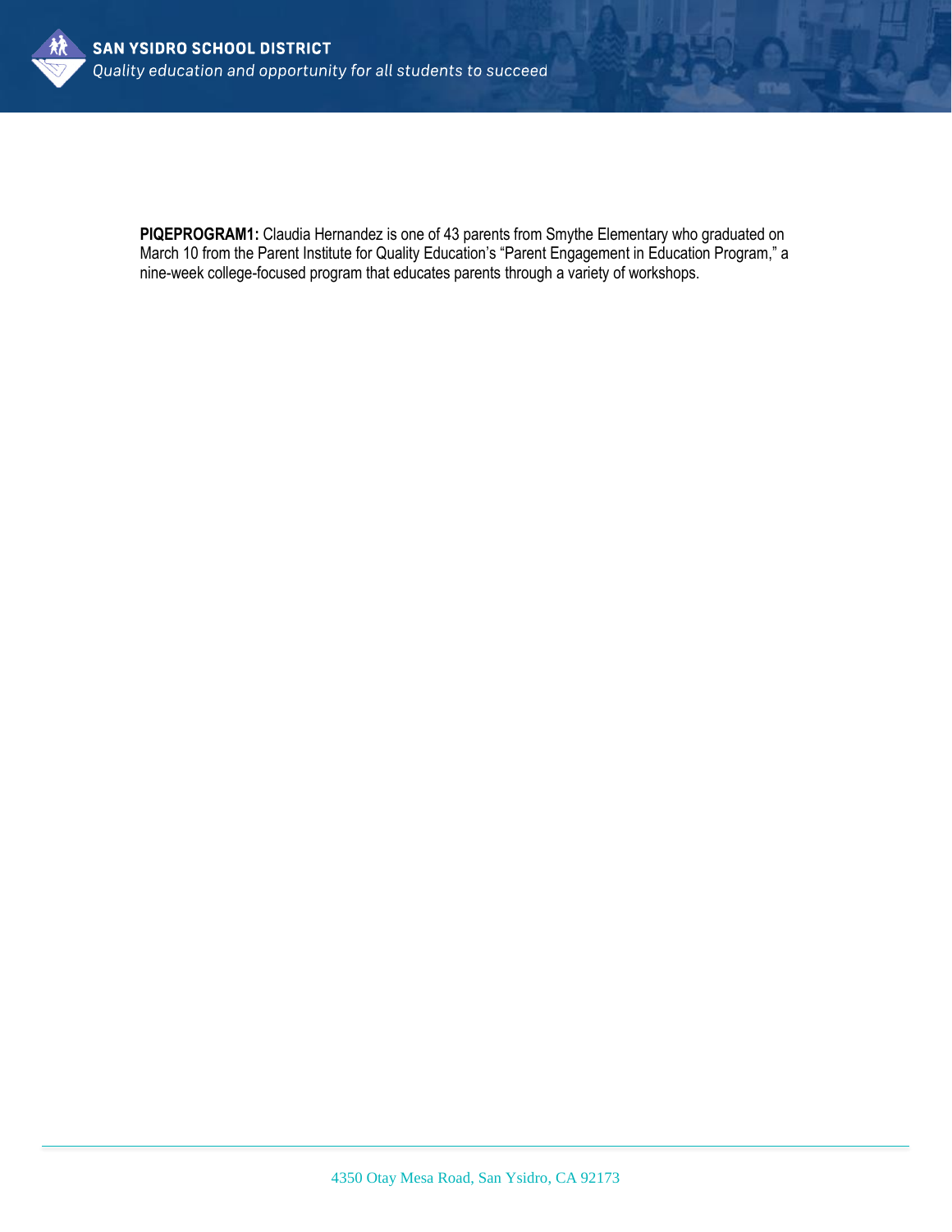**PIQEPROGRAM1:** Claudia Hernandez is one of 43 parents from Smythe Elementary who graduated on March 10 from the Parent Institute for Quality Education's "Parent Engagement in Education Program," a nine-week college-focused program that educates parents through a variety of workshops.